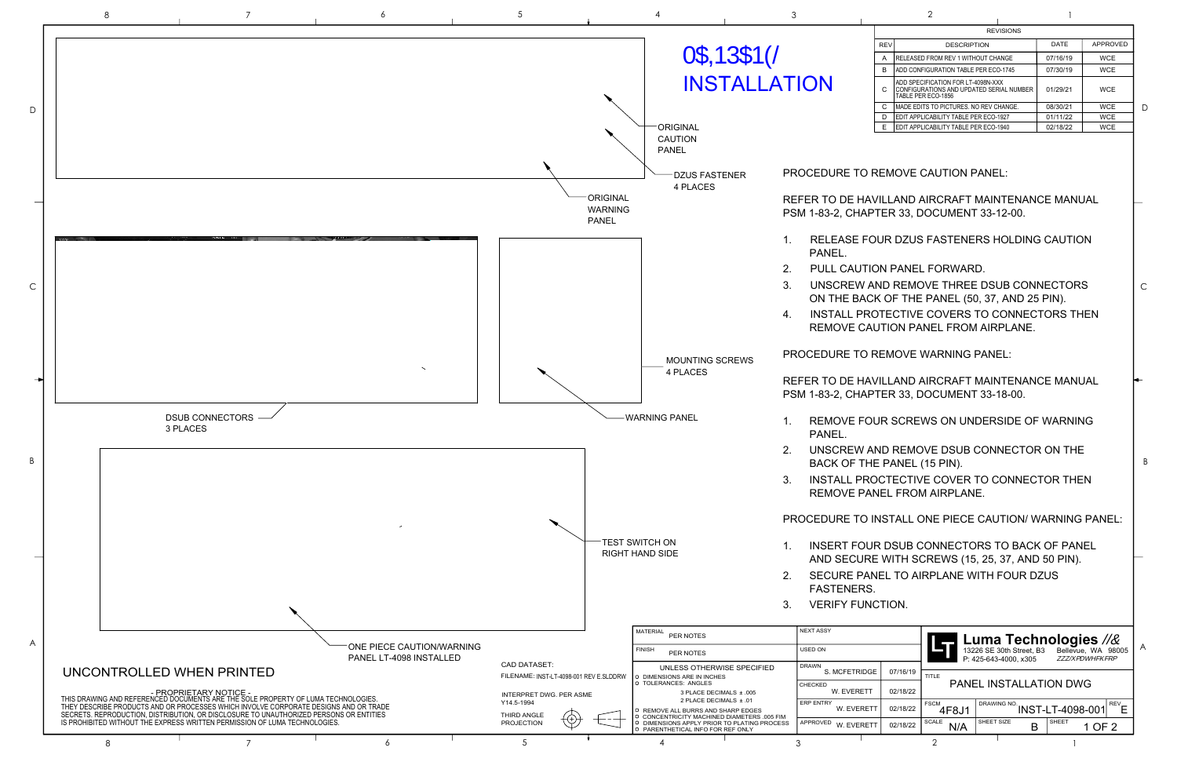# 0$,13$1(/ INSTALLATION

| REV | DESCRIPTION | DATE | APPROVED |
|---|---|---|---|
| A | RELEASED FROM REV 1 WITHOUT CHANGE | 07/16/19 | WCE |
| B | ADD CONFIGURATION TABLE PER ECO-1745 | 07/30/19 | WCE |
| C | ADD SPECIFICATION FOR LT-4098N-XXX CONFIGURATIONS AND UPDATED SERIAL NUMBER TABLE PER ECO-1856 | 01/29/21 | WCE |
| C | MADE EDITS TO PICTURES. NO REV CHANGE. | 08/30/21 | WCE |
| D | EDIT APPLICABILITY TABLE PER ECO-1927 | 01/11/22 | WCE |
| E | EDIT APPLICABILITY TABLE PER ECO-1940 | 02/18/22 | WCE |

ORIGINAL CAUTION PANEL

DZUS FASTENER 4 PLACES

ORIGINAL WARNING PANEL

MOUNTING SCREWS 4 PLACES

DSUB CONNECTORS 3 PLACES

WARNING PANEL

TEST SWITCH ON RIGHT HAND SIDE

ONE PIECE CAUTION/WARNING PANEL LT-4098 INSTALLED

## PROCEDURE TO REMOVE CAUTION PANEL:

REFER TO DE HAVILLAND AIRCRAFT MAINTENANCE MANUAL PSM 1-83-2, CHAPTER 33, DOCUMENT 33-12-00.

1. RELEASE FOUR DZUS FASTENERS HOLDING CAUTION PANEL.
2. PULL CAUTION PANEL FORWARD.
3. UNSCREW AND REMOVE THREE DSUB CONNECTORS ON THE BACK OF THE PANEL (50, 37, AND 25 PIN).
4. INSTALL PROTECTIVE COVERS TO CONNECTORS THEN REMOVE CAUTION PANEL FROM AIRPLANE.

## PROCEDURE TO REMOVE WARNING PANEL:

REFER TO DE HAVILLAND AIRCRAFT MAINTENANCE MANUAL PSM 1-83-2, CHAPTER 33, DOCUMENT 33-18-00.

1. REMOVE FOUR SCREWS ON UNDERSIDE OF WARNING PANEL.
2. UNSCREW AND REMOVE DSUB CONNECTOR ON THE BACK OF THE PANEL (15 PIN).
3. INSTALL PROCTECTIVE COVER TO CONNECTOR THEN REMOVE PANEL FROM AIRPLANE.

## PROCEDURE TO INSTALL ONE PIECE CAUTION/ WARNING PANEL:

1. INSERT FOUR DSUB CONNECTORS TO BACK OF PANEL AND SECURE WITH SCREWS (15, 25, 37, AND 50 PIN).
2. SECURE PANEL TO AIRPLANE WITH FOUR DZUS FASTENERS.
3. VERIFY FUNCTION.

UNCONTROLLED WHEN PRINTED

- PROPRIETARY NOTICE -
THIS DRAWING AND REFERENCED DOCUMENTS ARE THE SOLE PROPERTY OF LUMA TECHNOLOGIES. THEY DESCRIBE PRODUCTS AND OR PROCESSES WHICH INVOLVE CORPORATE DESIGNS AND OR TRADE SECRETS. REPRODUCTION, DISTRIBUTION, OR DISCLOSURE TO UNAUTHORIZED PERSONS OR ENTITIES IS PROHIBITED WITHOUT THE EXPRESS WRITTEN PERMISSION OF LUMA TECHNOLOGIES.

CAD DATASET:
FILENAME: INST-LT-4098-001 REV E.SLDDRW

INTERPRET DWG. PER ASME Y14.5-1994

THIRD ANGLE PROJECTION

MATERIAL: PER NOTES
FINISH: PER NOTES

UNLESS OTHERWISE SPECIFIED
- DIMENSIONS ARE IN INCHES
- TOLERANCES: ANGLES
  - 3 PLACE DECIMALS ± .005
  - 2 PLACE DECIMALS ± .01
- REMOVE ALL BURRS AND SHARP EDGES
- CONCENTRICITY MACHINED DIAMETERS .005 FIM
- DIMENSIONS APPLY PRIOR TO PLATING PROCESS
- PARENTHETICAL INFO FOR REF ONLY

| NEXT ASSY | | |
|---|---|---|
| USED ON | | |
| DRAWN | S. MCFETRIDGE | 07/16/19 |
| CHECKED | W. EVERETT | 02/18/22 |
| ERP ENTRY | W. EVERETT | 02/18/22 |
| APPROVED | W. EVERETT | 02/18/22 |

**Luma Technologies** //&
13226 SE 30th Street, B3 Bellevue, WA 98005
P: 425-643-4000, x305 ZZZ/XPDWHFKFRP

TITLE: PANEL INSTALLATION DWG

| FSCM | DRAWING NO. | REV |
|---|---|---|
| 4F8J1 | INST-LT-4098-001 | E |

| SCALE | SHEET SIZE | SHEET |
|---|---|---|
| N/A | B | 1 OF 2 |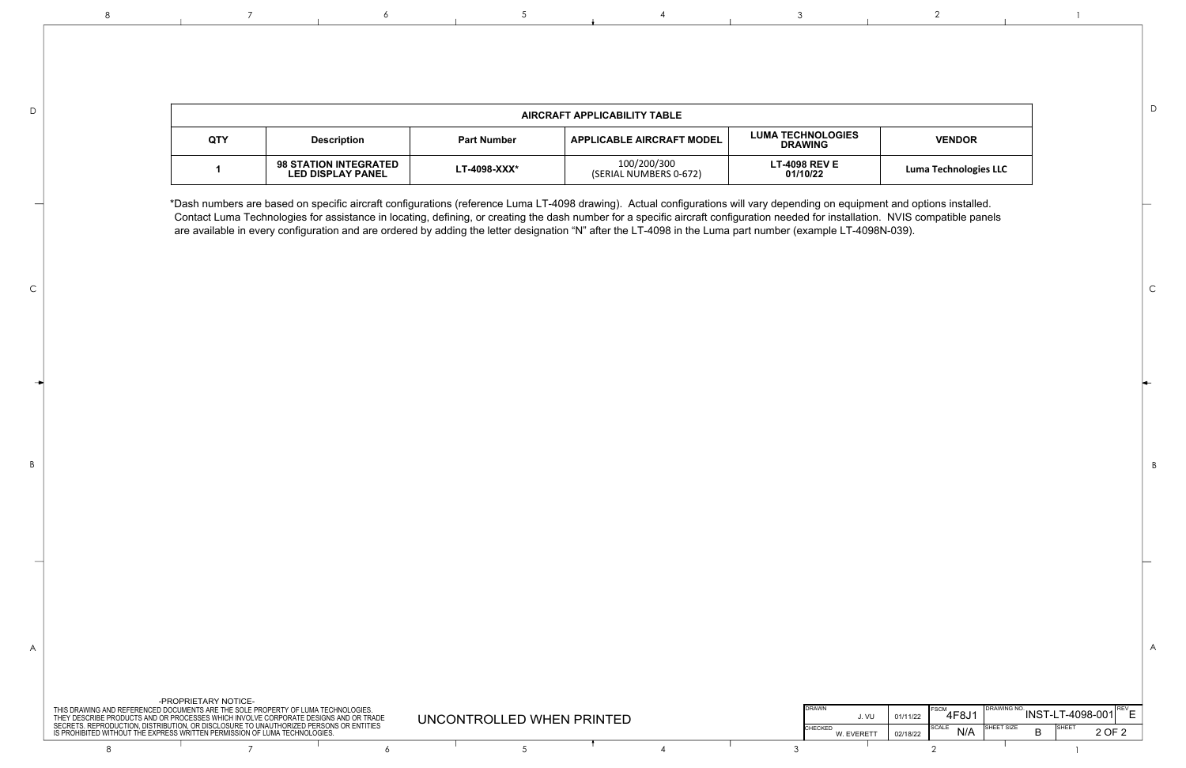| AIRCRAFT APPLICABILITY TABLE | | | | | |
|---|---|---|---|---|---|
| QTY | Description | Part Number | APPLICABLE AIRCRAFT MODEL | LUMA TECHNOLOGIES DRAWING | VENDOR |
| 1 | 98 STATION INTEGRATED LED DISPLAY PANEL | LT-4098-XXX* | 100/200/300 (SERIAL NUMBERS 0-672) | LT-4098 REV E 01/10/22 | Luma Technologies LLC |

*Dash numbers are based on specific aircraft configurations (reference Luma LT-4098 drawing). Actual configurations will vary depending on equipment and options installed. Contact Luma Technologies for assistance in locating, defining, or creating the dash number for a specific aircraft configuration needed for installation. NVIS compatible panels are available in every configuration and are ordered by adding the letter designation "N" after the LT-4098 in the Luma part number (example LT-4098N-039).

-PROPRIETARY NOTICE-
THIS DRAWING AND REFERENCED DOCUMENTS ARE THE SOLE PROPERTY OF LUMA TECHNOLOGIES. THEY DESCRIBE PRODUCTS AND OR PROCESSES WHICH INVOLVE CORPORATE DESIGNS AND OR TRADE SECRETS. REPRODUCTION, DISTRIBUTION, OR DISCLOSURE TO UNAUTHORIZED PERSONS OR ENTITIES IS PROHIBITED WITHOUT THE EXPRESS WRITTEN PERMISSION OF LUMA TECHNOLOGIES.

UNCONTROLLED WHEN PRINTED

| DRAWN | J. VU | 01/11/22 | FSCM 4F8J1 | DRAWING NO INST-LT-4098-001 | REV E |
|---|---|---|---|---|---|
| CHECKED | W. EVERETT | 02/18/22 | SCALE N/A | SHEET SIZE B | SHEET 2 OF 2 |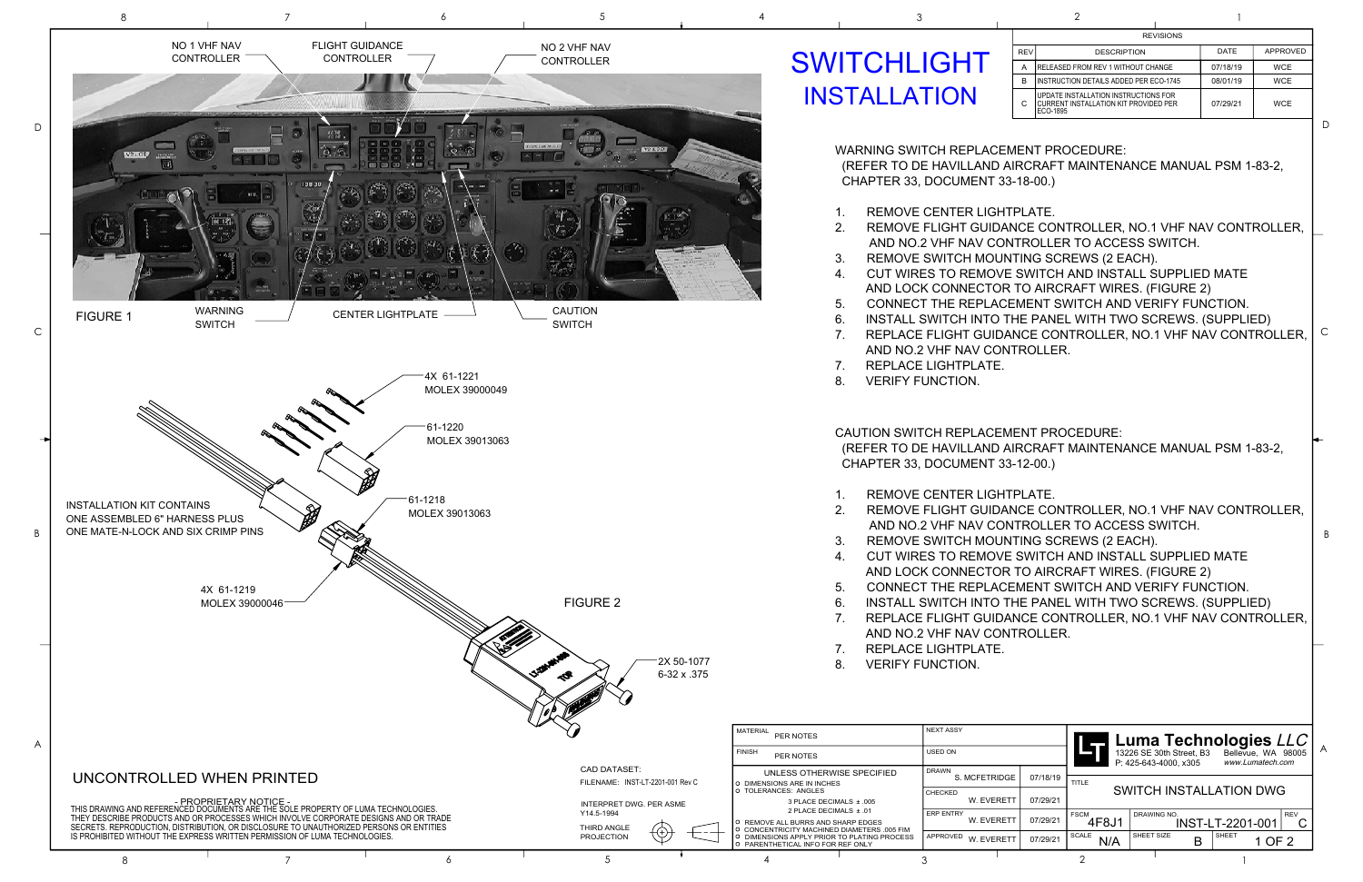# SWITCHLIGHT INSTALLATION

| REV | DESCRIPTION | DATE | APPROVED |
|---|---|---|---|
| A | RELEASED FROM REV 1 WITHOUT CHANGE | 07/18/19 | WCE |
| B | INSTRUCTION DETAILS ADDED PER ECO-1745 | 08/01/19 | WCE |
| C | UPDATE INSTALLATION INSTRUCTIONS FOR CURRENT INSTALLATION KIT PROVIDED PER ECO-1895 | 07/29/21 | WCE |

NO 1 VHF NAV CONTROLLER

FLIGHT GUIDANCE CONTROLLER

NO 2 VHF NAV CONTROLLER

FIGURE 1

WARNING SWITCH

CENTER LIGHTPLATE

CAUTION SWITCH

## WARNING SWITCH REPLACEMENT PROCEDURE:

(REFER TO DE HAVILLAND AIRCRAFT MAINTENANCE MANUAL PSM 1-83-2, CHAPTER 33, DOCUMENT 33-18-00.)

1. REMOVE CENTER LIGHTPLATE.
2. REMOVE FLIGHT GUIDANCE CONTROLLER, NO.1 VHF NAV CONTROLLER, AND NO.2 VHF NAV CONTROLLER TO ACCESS SWITCH.
3. REMOVE SWITCH MOUNTING SCREWS (2 EACH).
4. CUT WIRES TO REMOVE SWITCH AND INSTALL SUPPLIED MATE AND LOCK CONNECTOR TO AIRCRAFT WIRES. (FIGURE 2)
5. CONNECT THE REPLACEMENT SWITCH AND VERIFY FUNCTION.
6. INSTALL SWITCH INTO THE PANEL WITH TWO SCREWS. (SUPPLIED)
7. REPLACE FLIGHT GUIDANCE CONTROLLER, NO.1 VHF NAV CONTROLLER, AND NO.2 VHF NAV CONTROLLER.
7. REPLACE LIGHTPLATE.
8. VERIFY FUNCTION.

4X 61-1221 MOLEX 39000049

61-1220 MOLEX 39013063

61-1218 MOLEX 39013063

INSTALLATION KIT CONTAINS ONE ASSEMBLED 6" HARNESS PLUS ONE MATE-N-LOCK AND SIX CRIMP PINS

4X 61-1219 MOLEX 39000046

FIGURE 2

2X 50-1077 6-32 x .375

## CAUTION SWITCH REPLACEMENT PROCEDURE:

(REFER TO DE HAVILLAND AIRCRAFT MAINTENANCE MANUAL PSM 1-83-2, CHAPTER 33, DOCUMENT 33-12-00.)

1. REMOVE CENTER LIGHTPLATE.
2. REMOVE FLIGHT GUIDANCE CONTROLLER, NO.1 VHF NAV CONTROLLER, AND NO.2 VHF NAV CONTROLLER TO ACCESS SWITCH.
3. REMOVE SWITCH MOUNTING SCREWS (2 EACH).
4. CUT WIRES TO REMOVE SWITCH AND INSTALL SUPPLIED MATE AND LOCK CONNECTOR TO AIRCRAFT WIRES. (FIGURE 2)
5. CONNECT THE REPLACEMENT SWITCH AND VERIFY FUNCTION.
6. INSTALL SWITCH INTO THE PANEL WITH TWO SCREWS. (SUPPLIED)
7. REPLACE FLIGHT GUIDANCE CONTROLLER, NO.1 VHF NAV CONTROLLER, AND NO.2 VHF NAV CONTROLLER.
7. REPLACE LIGHTPLATE.
8. VERIFY FUNCTION.

UNCONTROLLED WHEN PRINTED

- PROPRIETARY NOTICE -
THIS DRAWING AND REFERENCED DOCUMENTS ARE THE SOLE PROPERTY OF LUMA TECHNOLOGIES. THEY DESCRIBE PRODUCTS AND OR PROCESSES WHICH INVOLVE CORPORATE DESIGNS AND OR TRADE SECRETS. REPRODUCTION, DISTRIBUTION, OR DISCLOSURE TO UNAUTHORIZED PERSONS OR ENTITIES IS PROHIBITED WITHOUT THE EXPRESS WRITTEN PERMISSION OF LUMA TECHNOLOGIES.

CAD DATASET:
FILENAME: INST-LT-2201-001 Rev C

INTERPRET DWG. PER ASME Y14.5-1994

THIRD ANGLE PROJECTION

| MATERIAL PER NOTES | NEXT ASSY | |
|---|---|---|
| FINISH PER NOTES | USED ON | |
| UNLESS OTHERWISE SPECIFIED | DRAWN S. MCFETRIDGE | 07/18/19 |
| DIMENSIONS ARE IN INCHES; TOLERANCES: ANGLES; 3 PLACE DECIMALS ± .005; 2 PLACE DECIMALS ± .01 | CHECKED W. EVERETT | 07/29/21 |
| REMOVE ALL BURRS AND SHARP EDGES; CONCENTRICITY MACHINED DIAMETERS .005 FIM | ERP ENTRY W. EVERETT | 07/29/21 |
| DIMENSIONS APPLY PRIOR TO PLATING PROCESS; PARENTHETICAL INFO FOR REF ONLY | APPROVED W. EVERETT | 07/29/21 |

**Luma Technologies *LLC***
13226 SE 30th Street, B3 Bellevue, WA 98005
P: 425-643-4000, x305 www.Lumatech.com

| TITLE | SWITCH INSTALLATION DWG | | |
|---|---|---|---|
| FSCM 4F8J1 | DRAWING NO. INST-LT-2201-001 | | REV C |
| SCALE N/A | SHEET SIZE B | SHEET 1 OF 2 | |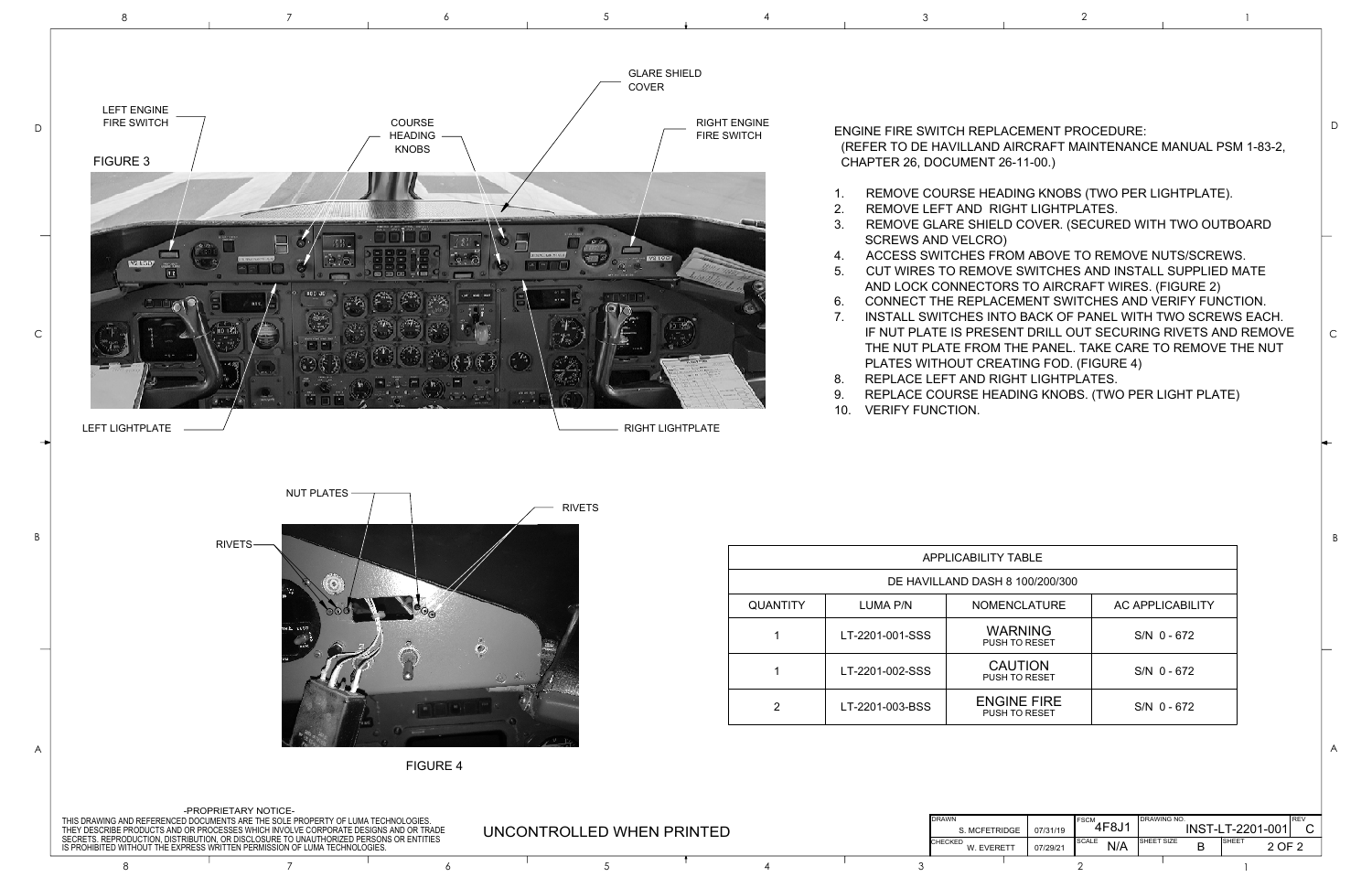LEFT ENGINE FIRE SWITCH

COURSE HEADING KNOBS

GLARE SHIELD COVER

RIGHT ENGINE FIRE SWITCH

FIGURE 3

LEFT LIGHTPLATE

RIGHT LIGHTPLATE

ENGINE FIRE SWITCH REPLACEMENT PROCEDURE:
(REFER TO DE HAVILLAND AIRCRAFT MAINTENANCE MANUAL PSM 1-83-2, CHAPTER 26, DOCUMENT 26-11-00.)

1. REMOVE COURSE HEADING KNOBS (TWO PER LIGHTPLATE).
2. REMOVE LEFT AND RIGHT LIGHTPLATES.
3. REMOVE GLARE SHIELD COVER. (SECURED WITH TWO OUTBOARD SCREWS AND VELCRO)
4. ACCESS SWITCHES FROM ABOVE TO REMOVE NUTS/SCREWS.
5. CUT WIRES TO REMOVE SWITCHES AND INSTALL SUPPLIED MATE AND LOCK CONNECTORS TO AIRCRAFT WIRES. (FIGURE 2)
6. CONNECT THE REPLACEMENT SWITCHES AND VERIFY FUNCTION.
7. INSTALL SWITCHES INTO BACK OF PANEL WITH TWO SCREWS EACH. IF NUT PLATE IS PRESENT DRILL OUT SECURING RIVETS AND REMOVE THE NUT PLATE FROM THE PANEL. TAKE CARE TO REMOVE THE NUT PLATES WITHOUT CREATING FOD. (FIGURE 4)
8. REPLACE LEFT AND RIGHT LIGHTPLATES.
9. REPLACE COURSE HEADING KNOBS. (TWO PER LIGHT PLATE)
10. VERIFY FUNCTION.

NUT PLATES

RIVETS

RIVETS

FIGURE 4

| APPLICABILITY TABLE | | | |
|---|---|---|---|
| DE HAVILLAND DASH 8 100/200/300 | | | |
| QUANTITY | LUMA P/N | NOMENCLATURE | AC APPLICABILITY |
| 1 | LT-2201-001-SSS | WARNING PUSH TO RESET | S/N 0 - 672 |
| 1 | LT-2201-002-SSS | CAUTION PUSH TO RESET | S/N 0 - 672 |
| 2 | LT-2201-003-BSS | ENGINE FIRE PUSH TO RESET | S/N 0 - 672 |

-PROPRIETARY NOTICE-
THIS DRAWING AND REFERENCED DOCUMENTS ARE THE SOLE PROPERTY OF LUMA TECHNOLOGIES. THEY DESCRIBE PRODUCTS AND OR PROCESSES WHICH INVOLVE CORPORATE DESIGNS AND OR TRADE SECRETS. REPRODUCTION, DISTRIBUTION, OR DISCLOSURE TO UNAUTHORIZED PERSONS OR ENTITIES IS PROHIBITED WITHOUT THE EXPRESS WRITTEN PERMISSION OF LUMA TECHNOLOGIES.

UNCONTROLLED WHEN PRINTED

| | | | | |
|---|---|---|---|---|
| DRAWN S. MCFETRIDGE | 07/31/19 | FSCM 4F8J1 | DRAWING NO INST-LT-2201-001 | REV C |
| CHECKED W. EVERETT | 07/29/21 | SCALE N/A | SHEET SIZE B | SHEET 2 OF 2 |